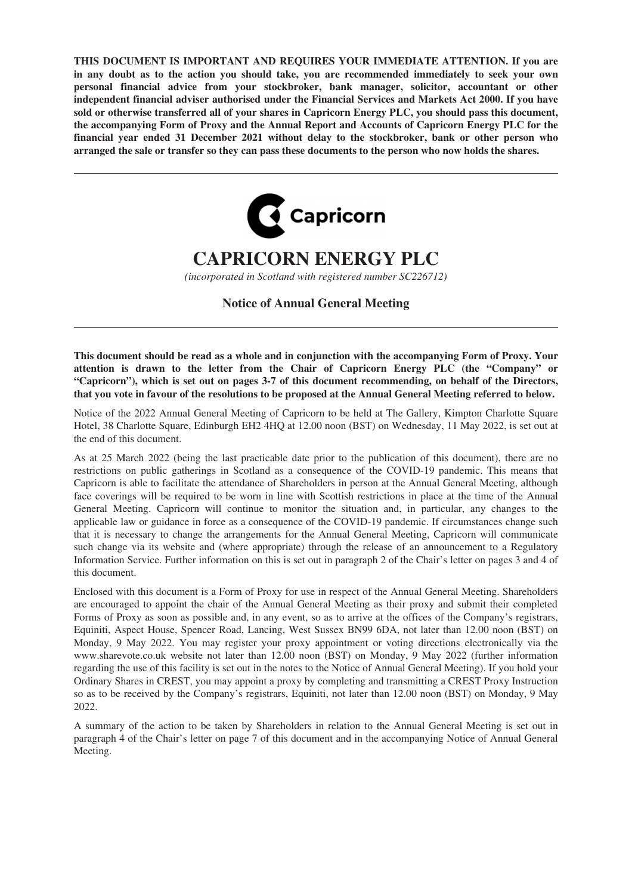**THIS DOCUMENT IS IMPORTANT AND REQUIRES YOUR IMMEDIATE ATTENTION. If you are in any doubt as to the action you should take, you are recommended immediately to seek your own personal financial advice from your stockbroker, bank manager, solicitor, accountant or other independent financial adviser authorised under the Financial Services and Markets Act 2000. If you have sold or otherwise transferred all of your shares in Capricorn Energy PLC, you should pass this document, the accompanying Form of Proxy and the Annual Report and Accounts of Capricorn Energy PLC for the financial year ended 31 December 2021 without delay to the stockbroker, bank or other person who arranged the sale or transfer so they can pass these documents to the person who now holds the shares.**

---

Capricorn

# CAPRICORN ENERGY PLC

*(incorporated in Scotland with registered number SC226712)*

## Notice of Annual General Meeting

---

**This document should be read as a whole and in conjunction with the accompanying Form of Proxy. Your attention is drawn to the letter from the Chair of Capricorn Energy PLC (the "Company" or "Capricorn"), which is set out on pages 3-7 of this document recommending, on behalf of the Directors, that you vote in favour of the resolutions to be proposed at the Annual General Meeting referred to below.**

Notice of the 2022 Annual General Meeting of Capricorn to be held at The Gallery, Kimpton Charlotte Square Hotel, 38 Charlotte Square, Edinburgh EH2 4HQ at 12.00 noon (BST) on Wednesday, 11 May 2022, is set out at the end of this document.

As at 25 March 2022 (being the last practicable date prior to the publication of this document), there are no restrictions on public gatherings in Scotland as a consequence of the COVID-19 pandemic. This means that Capricorn is able to facilitate the attendance of Shareholders in person at the Annual General Meeting, although face coverings will be required to be worn in line with Scottish restrictions in place at the time of the Annual General Meeting. Capricorn will continue to monitor the situation and, in particular, any changes to the applicable law or guidance in force as a consequence of the COVID-19 pandemic. If circumstances change such that it is necessary to change the arrangements for the Annual General Meeting, Capricorn will communicate such change via its website and (where appropriate) through the release of an announcement to a Regulatory Information Service. Further information on this is set out in paragraph 2 of the Chair's letter on pages 3 and 4 of this document.

Enclosed with this document is a Form of Proxy for use in respect of the Annual General Meeting. Shareholders are encouraged to appoint the chair of the Annual General Meeting as their proxy and submit their completed Forms of Proxy as soon as possible and, in any event, so as to arrive at the offices of the Company's registrars, Equiniti, Aspect House, Spencer Road, Lancing, West Sussex BN99 6DA, not later than 12.00 noon (BST) on Monday, 9 May 2022. You may register your proxy appointment or voting directions electronically via the www.sharevote.co.uk website not later than 12.00 noon (BST) on Monday, 9 May 2022 (further information regarding the use of this facility is set out in the notes to the Notice of Annual General Meeting). If you hold your Ordinary Shares in CREST, you may appoint a proxy by completing and transmitting a CREST Proxy Instruction so as to be received by the Company's registrars, Equiniti, not later than 12.00 noon (BST) on Monday, 9 May 2022.

A summary of the action to be taken by Shareholders in relation to the Annual General Meeting is set out in paragraph 4 of the Chair's letter on page 7 of this document and in the accompanying Notice of Annual General Meeting.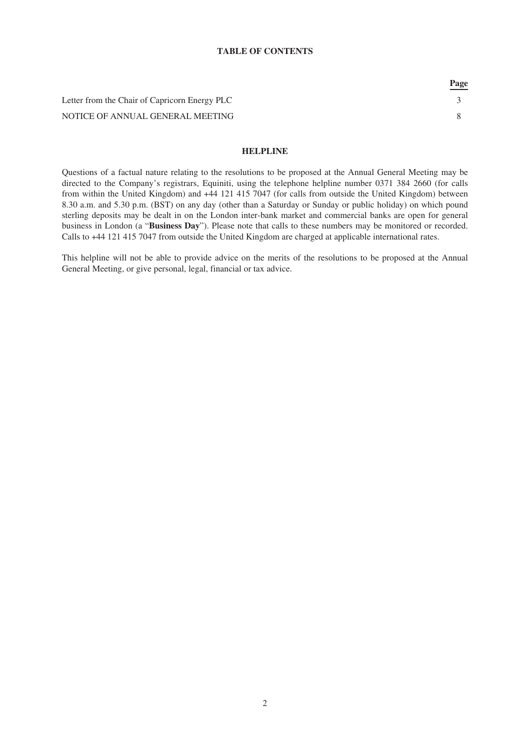# TABLE OF CONTENTS

| | Page |
|---|---|
| Letter from the Chair of Capricorn Energy PLC | 3 |
| NOTICE OF ANNUAL GENERAL MEETING | 8 |

## HELPLINE

Questions of a factual nature relating to the resolutions to be proposed at the Annual General Meeting may be directed to the Company's registrars, Equiniti, using the telephone helpline number 0371 384 2660 (for calls from within the United Kingdom) and +44 121 415 7047 (for calls from outside the United Kingdom) between 8.30 a.m. and 5.30 p.m. (BST) on any day (other than a Saturday or Sunday or public holiday) on which pound sterling deposits may be dealt in on the London inter-bank market and commercial banks are open for general business in London (a "**Business Day**"). Please note that calls to these numbers may be monitored or recorded. Calls to +44 121 415 7047 from outside the United Kingdom are charged at applicable international rates.

This helpline will not be able to provide advice on the merits of the resolutions to be proposed at the Annual General Meeting, or give personal, legal, financial or tax advice.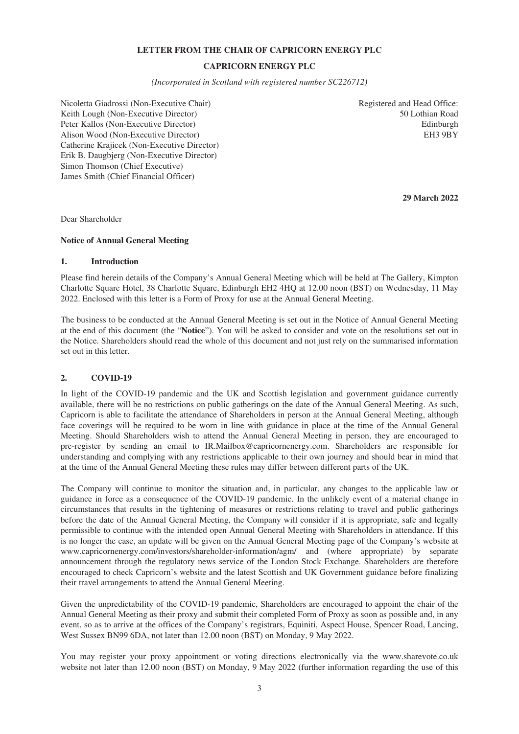**LETTER FROM THE CHAIR OF CAPRICORN ENERGY PLC**

**CAPRICORN ENERGY PLC**

*(Incorporated in Scotland with registered number SC226712)*

Nicoletta Giadrossi (Non-Executive Chair)
Keith Lough (Non-Executive Director)
Peter Kallos (Non-Executive Director)
Alison Wood (Non-Executive Director)
Catherine Krajicek (Non-Executive Director)
Erik B. Daugbjerg (Non-Executive Director)
Simon Thomson (Chief Executive)
James Smith (Chief Financial Officer)

Registered and Head Office:
50 Lothian Road
Edinburgh
EH3 9BY

**29 March 2022**

Dear Shareholder

**Notice of Annual General Meeting**

**1. Introduction**

Please find herein details of the Company's Annual General Meeting which will be held at The Gallery, Kimpton Charlotte Square Hotel, 38 Charlotte Square, Edinburgh EH2 4HQ at 12.00 noon (BST) on Wednesday, 11 May 2022. Enclosed with this letter is a Form of Proxy for use at the Annual General Meeting.

The business to be conducted at the Annual General Meeting is set out in the Notice of Annual General Meeting at the end of this document (the "**Notice**"). You will be asked to consider and vote on the resolutions set out in the Notice. Shareholders should read the whole of this document and not just rely on the summarised information set out in this letter.

**2. COVID-19**

In light of the COVID-19 pandemic and the UK and Scottish legislation and government guidance currently available, there will be no restrictions on public gatherings on the date of the Annual General Meeting. As such, Capricorn is able to facilitate the attendance of Shareholders in person at the Annual General Meeting, although face coverings will be required to be worn in line with guidance in place at the time of the Annual General Meeting. Should Shareholders wish to attend the Annual General Meeting in person, they are encouraged to pre-register by sending an email to IR.Mailbox@capricornenergy.com. Shareholders are responsible for understanding and complying with any restrictions applicable to their own journey and should bear in mind that at the time of the Annual General Meeting these rules may differ between different parts of the UK.

The Company will continue to monitor the situation and, in particular, any changes to the applicable law or guidance in force as a consequence of the COVID-19 pandemic. In the unlikely event of a material change in circumstances that results in the tightening of measures or restrictions relating to travel and public gatherings before the date of the Annual General Meeting, the Company will consider if it is appropriate, safe and legally permissible to continue with the intended open Annual General Meeting with Shareholders in attendance. If this is no longer the case, an update will be given on the Annual General Meeting page of the Company's website at www.capricornenergy.com/investors/shareholder-information/agm/ and (where appropriate) by separate announcement through the regulatory news service of the London Stock Exchange. Shareholders are therefore encouraged to check Capricorn's website and the latest Scottish and UK Government guidance before finalizing their travel arrangements to attend the Annual General Meeting.

Given the unpredictability of the COVID-19 pandemic, Shareholders are encouraged to appoint the chair of the Annual General Meeting as their proxy and submit their completed Form of Proxy as soon as possible and, in any event, so as to arrive at the offices of the Company's registrars, Equiniti, Aspect House, Spencer Road, Lancing, West Sussex BN99 6DA, not later than 12.00 noon (BST) on Monday, 9 May 2022.

You may register your proxy appointment or voting directions electronically via the www.sharevote.co.uk website not later than 12.00 noon (BST) on Monday, 9 May 2022 (further information regarding the use of this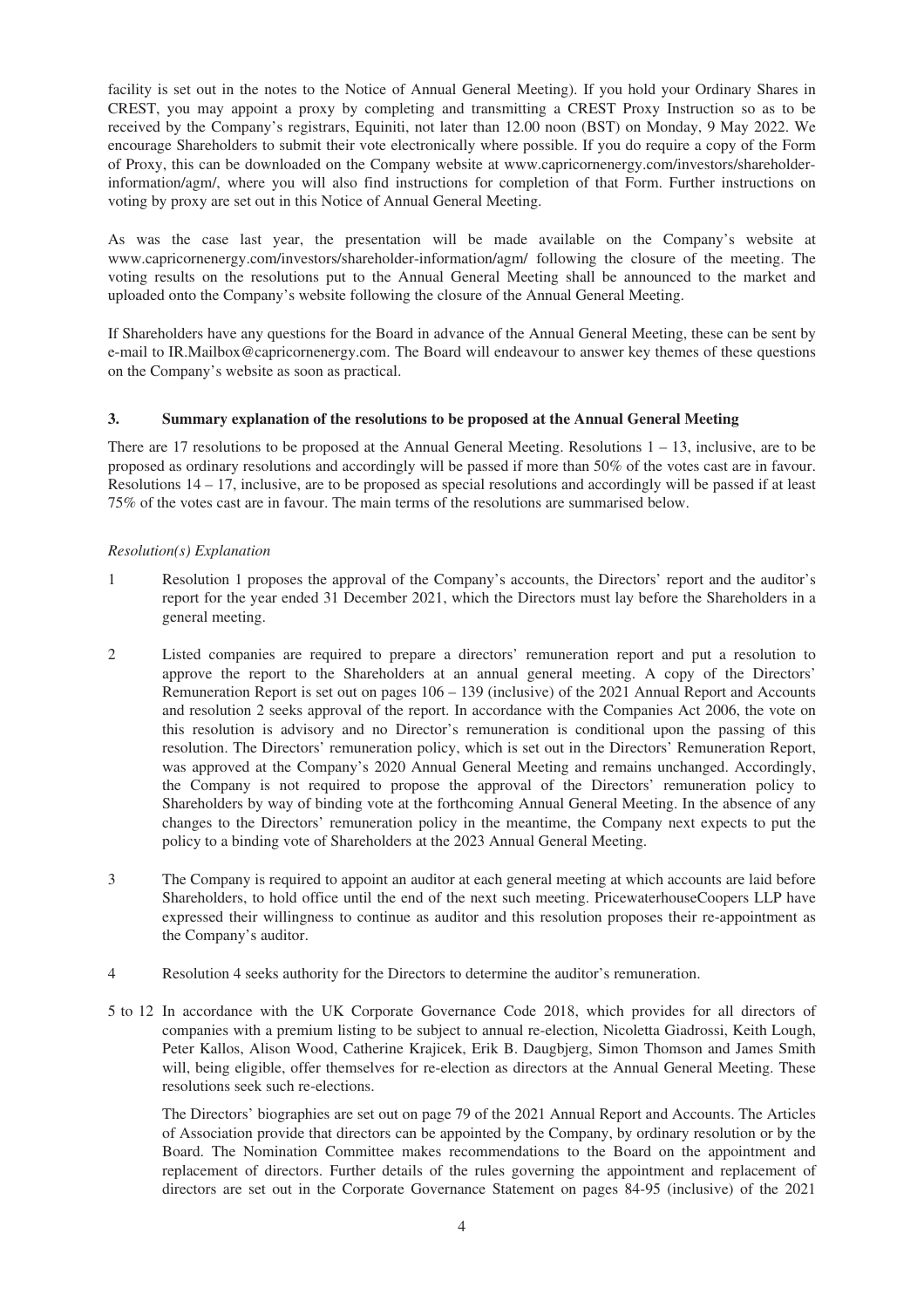facility is set out in the notes to the Notice of Annual General Meeting). If you hold your Ordinary Shares in CREST, you may appoint a proxy by completing and transmitting a CREST Proxy Instruction so as to be received by the Company's registrars, Equiniti, not later than 12.00 noon (BST) on Monday, 9 May 2022. We encourage Shareholders to submit their vote electronically where possible. If you do require a copy of the Form of Proxy, this can be downloaded on the Company website at www.capricornenergy.com/investors/shareholder-information/agm/, where you will also find instructions for completion of that Form. Further instructions on voting by proxy are set out in this Notice of Annual General Meeting.

As was the case last year, the presentation will be made available on the Company's website at www.capricornenergy.com/investors/shareholder-information/agm/ following the closure of the meeting. The voting results on the resolutions put to the Annual General Meeting shall be announced to the market and uploaded onto the Company's website following the closure of the Annual General Meeting.

If Shareholders have any questions for the Board in advance of the Annual General Meeting, these can be sent by e-mail to IR.Mailbox@capricornenergy.com. The Board will endeavour to answer key themes of these questions on the Company's website as soon as practical.

### 3. Summary explanation of the resolutions to be proposed at the Annual General Meeting

There are 17 resolutions to be proposed at the Annual General Meeting. Resolutions 1 – 13, inclusive, are to be proposed as ordinary resolutions and accordingly will be passed if more than 50% of the votes cast are in favour. Resolutions 14 – 17, inclusive, are to be proposed as special resolutions and accordingly will be passed if at least 75% of the votes cast are in favour. The main terms of the resolutions are summarised below.

*Resolution(s) Explanation*

1 Resolution 1 proposes the approval of the Company's accounts, the Directors' report and the auditor's report for the year ended 31 December 2021, which the Directors must lay before the Shareholders in a general meeting.

2 Listed companies are required to prepare a directors' remuneration report and put a resolution to approve the report to the Shareholders at an annual general meeting. A copy of the Directors' Remuneration Report is set out on pages 106 – 139 (inclusive) of the 2021 Annual Report and Accounts and resolution 2 seeks approval of the report. In accordance with the Companies Act 2006, the vote on this resolution is advisory and no Director's remuneration is conditional upon the passing of this resolution. The Directors' remuneration policy, which is set out in the Directors' Remuneration Report, was approved at the Company's 2020 Annual General Meeting and remains unchanged. Accordingly, the Company is not required to propose the approval of the Directors' remuneration policy to Shareholders by way of binding vote at the forthcoming Annual General Meeting. In the absence of any changes to the Directors' remuneration policy in the meantime, the Company next expects to put the policy to a binding vote of Shareholders at the 2023 Annual General Meeting.

3 The Company is required to appoint an auditor at each general meeting at which accounts are laid before Shareholders, to hold office until the end of the next such meeting. PricewaterhouseCoopers LLP have expressed their willingness to continue as auditor and this resolution proposes their re-appointment as the Company's auditor.

4 Resolution 4 seeks authority for the Directors to determine the auditor's remuneration.

5 to 12 In accordance with the UK Corporate Governance Code 2018, which provides for all directors of companies with a premium listing to be subject to annual re-election, Nicoletta Giadrossi, Keith Lough, Peter Kallos, Alison Wood, Catherine Krajicek, Erik B. Daugbjerg, Simon Thomson and James Smith will, being eligible, offer themselves for re-election as directors at the Annual General Meeting. These resolutions seek such re-elections.

The Directors' biographies are set out on page 79 of the 2021 Annual Report and Accounts. The Articles of Association provide that directors can be appointed by the Company, by ordinary resolution or by the Board. The Nomination Committee makes recommendations to the Board on the appointment and replacement of directors. Further details of the rules governing the appointment and replacement of directors are set out in the Corporate Governance Statement on pages 84-95 (inclusive) of the 2021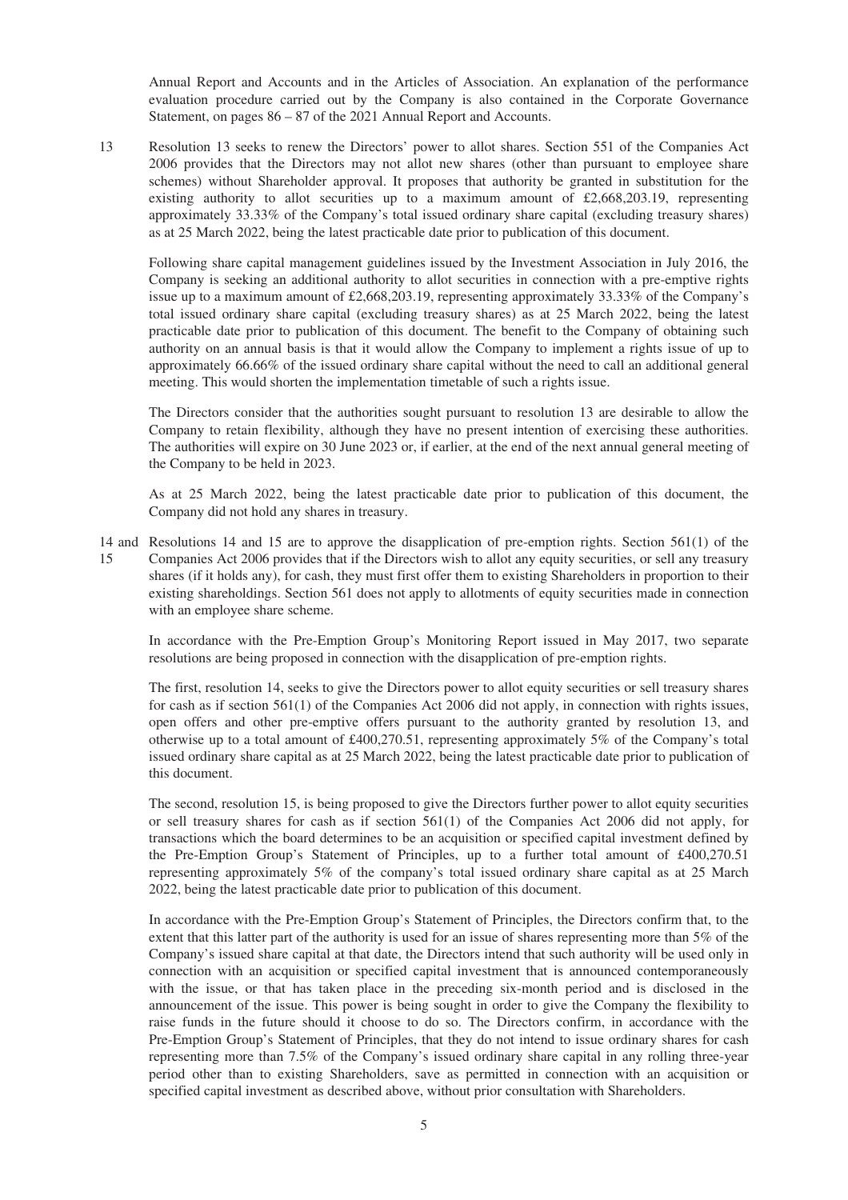Annual Report and Accounts and in the Articles of Association. An explanation of the performance evaluation procedure carried out by the Company is also contained in the Corporate Governance Statement, on pages 86 – 87 of the 2021 Annual Report and Accounts.

13 Resolution 13 seeks to renew the Directors' power to allot shares. Section 551 of the Companies Act 2006 provides that the Directors may not allot new shares (other than pursuant to employee share schemes) without Shareholder approval. It proposes that authority be granted in substitution for the existing authority to allot securities up to a maximum amount of £2,668,203.19, representing approximately 33.33% of the Company's total issued ordinary share capital (excluding treasury shares) as at 25 March 2022, being the latest practicable date prior to publication of this document.

Following share capital management guidelines issued by the Investment Association in July 2016, the Company is seeking an additional authority to allot securities in connection with a pre-emptive rights issue up to a maximum amount of £2,668,203.19, representing approximately 33.33% of the Company's total issued ordinary share capital (excluding treasury shares) as at 25 March 2022, being the latest practicable date prior to publication of this document. The benefit to the Company of obtaining such authority on an annual basis is that it would allow the Company to implement a rights issue of up to approximately 66.66% of the issued ordinary share capital without the need to call an additional general meeting. This would shorten the implementation timetable of such a rights issue.

The Directors consider that the authorities sought pursuant to resolution 13 are desirable to allow the Company to retain flexibility, although they have no present intention of exercising these authorities. The authorities will expire on 30 June 2023 or, if earlier, at the end of the next annual general meeting of the Company to be held in 2023.

As at 25 March 2022, being the latest practicable date prior to publication of this document, the Company did not hold any shares in treasury.

14 and 15 Resolutions 14 and 15 are to approve the disapplication of pre-emption rights. Section 561(1) of the Companies Act 2006 provides that if the Directors wish to allot any equity securities, or sell any treasury shares (if it holds any), for cash, they must first offer them to existing Shareholders in proportion to their existing shareholdings. Section 561 does not apply to allotments of equity securities made in connection with an employee share scheme.

In accordance with the Pre-Emption Group's Monitoring Report issued in May 2017, two separate resolutions are being proposed in connection with the disapplication of pre-emption rights.

The first, resolution 14, seeks to give the Directors power to allot equity securities or sell treasury shares for cash as if section 561(1) of the Companies Act 2006 did not apply, in connection with rights issues, open offers and other pre-emptive offers pursuant to the authority granted by resolution 13, and otherwise up to a total amount of £400,270.51, representing approximately 5% of the Company's total issued ordinary share capital as at 25 March 2022, being the latest practicable date prior to publication of this document.

The second, resolution 15, is being proposed to give the Directors further power to allot equity securities or sell treasury shares for cash as if section 561(1) of the Companies Act 2006 did not apply, for transactions which the board determines to be an acquisition or specified capital investment defined by the Pre-Emption Group's Statement of Principles, up to a further total amount of £400,270.51 representing approximately 5% of the company's total issued ordinary share capital as at 25 March 2022, being the latest practicable date prior to publication of this document.

In accordance with the Pre-Emption Group's Statement of Principles, the Directors confirm that, to the extent that this latter part of the authority is used for an issue of shares representing more than 5% of the Company's issued share capital at that date, the Directors intend that such authority will be used only in connection with an acquisition or specified capital investment that is announced contemporaneously with the issue, or that has taken place in the preceding six-month period and is disclosed in the announcement of the issue. This power is being sought in order to give the Company the flexibility to raise funds in the future should it choose to do so. The Directors confirm, in accordance with the Pre-Emption Group's Statement of Principles, that they do not intend to issue ordinary shares for cash representing more than 7.5% of the Company's issued ordinary share capital in any rolling three-year period other than to existing Shareholders, save as permitted in connection with an acquisition or specified capital investment as described above, without prior consultation with Shareholders.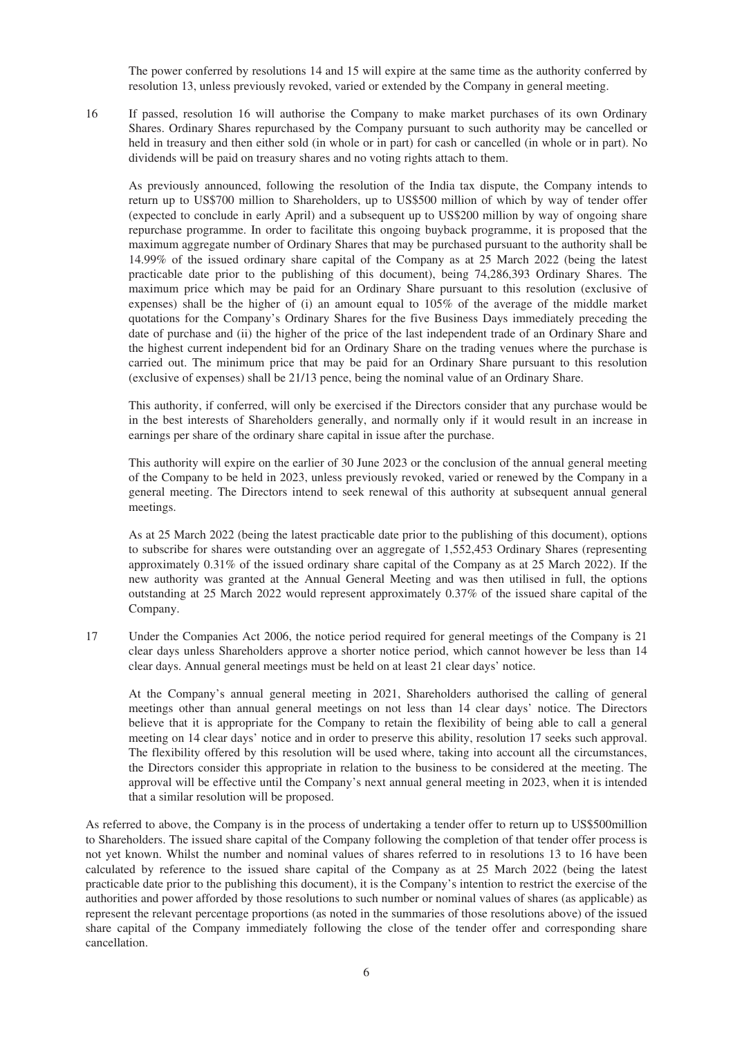The power conferred by resolutions 14 and 15 will expire at the same time as the authority conferred by resolution 13, unless previously revoked, varied or extended by the Company in general meeting.

16 If passed, resolution 16 will authorise the Company to make market purchases of its own Ordinary Shares. Ordinary Shares repurchased by the Company pursuant to such authority may be cancelled or held in treasury and then either sold (in whole or in part) for cash or cancelled (in whole or in part). No dividends will be paid on treasury shares and no voting rights attach to them.

As previously announced, following the resolution of the India tax dispute, the Company intends to return up to US$700 million to Shareholders, up to US$500 million of which by way of tender offer (expected to conclude in early April) and a subsequent up to US$200 million by way of ongoing share repurchase programme. In order to facilitate this ongoing buyback programme, it is proposed that the maximum aggregate number of Ordinary Shares that may be purchased pursuant to the authority shall be 14.99% of the issued ordinary share capital of the Company as at 25 March 2022 (being the latest practicable date prior to the publishing of this document), being 74,286,393 Ordinary Shares. The maximum price which may be paid for an Ordinary Share pursuant to this resolution (exclusive of expenses) shall be the higher of (i) an amount equal to 105% of the average of the middle market quotations for the Company's Ordinary Shares for the five Business Days immediately preceding the date of purchase and (ii) the higher of the price of the last independent trade of an Ordinary Share and the highest current independent bid for an Ordinary Share on the trading venues where the purchase is carried out. The minimum price that may be paid for an Ordinary Share pursuant to this resolution (exclusive of expenses) shall be 21/13 pence, being the nominal value of an Ordinary Share.

This authority, if conferred, will only be exercised if the Directors consider that any purchase would be in the best interests of Shareholders generally, and normally only if it would result in an increase in earnings per share of the ordinary share capital in issue after the purchase.

This authority will expire on the earlier of 30 June 2023 or the conclusion of the annual general meeting of the Company to be held in 2023, unless previously revoked, varied or renewed by the Company in a general meeting. The Directors intend to seek renewal of this authority at subsequent annual general meetings.

As at 25 March 2022 (being the latest practicable date prior to the publishing of this document), options to subscribe for shares were outstanding over an aggregate of 1,552,453 Ordinary Shares (representing approximately 0.31% of the issued ordinary share capital of the Company as at 25 March 2022). If the new authority was granted at the Annual General Meeting and was then utilised in full, the options outstanding at 25 March 2022 would represent approximately 0.37% of the issued share capital of the Company.

17 Under the Companies Act 2006, the notice period required for general meetings of the Company is 21 clear days unless Shareholders approve a shorter notice period, which cannot however be less than 14 clear days. Annual general meetings must be held on at least 21 clear days' notice.

At the Company's annual general meeting in 2021, Shareholders authorised the calling of general meetings other than annual general meetings on not less than 14 clear days' notice. The Directors believe that it is appropriate for the Company to retain the flexibility of being able to call a general meeting on 14 clear days' notice and in order to preserve this ability, resolution 17 seeks such approval. The flexibility offered by this resolution will be used where, taking into account all the circumstances, the Directors consider this appropriate in relation to the business to be considered at the meeting. The approval will be effective until the Company's next annual general meeting in 2023, when it is intended that a similar resolution will be proposed.

As referred to above, the Company is in the process of undertaking a tender offer to return up to US$500million to Shareholders. The issued share capital of the Company following the completion of that tender offer process is not yet known. Whilst the number and nominal values of shares referred to in resolutions 13 to 16 have been calculated by reference to the issued share capital of the Company as at 25 March 2022 (being the latest practicable date prior to the publishing this document), it is the Company's intention to restrict the exercise of the authorities and power afforded by those resolutions to such number or nominal values of shares (as applicable) as represent the relevant percentage proportions (as noted in the summaries of those resolutions above) of the issued share capital of the Company immediately following the close of the tender offer and corresponding share cancellation.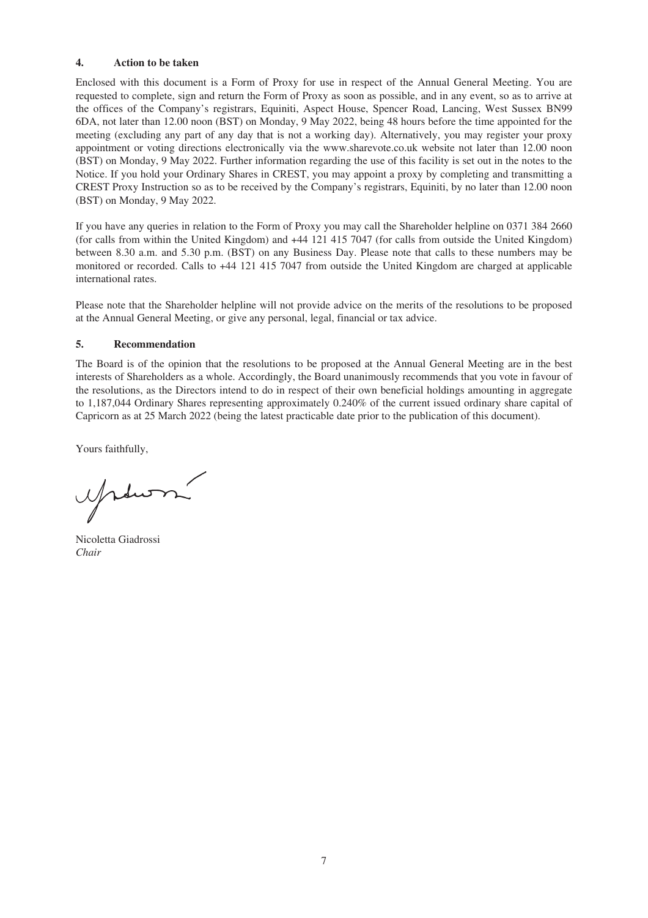### 4. Action to be taken

Enclosed with this document is a Form of Proxy for use in respect of the Annual General Meeting. You are requested to complete, sign and return the Form of Proxy as soon as possible, and in any event, so as to arrive at the offices of the Company's registrars, Equiniti, Aspect House, Spencer Road, Lancing, West Sussex BN99 6DA, not later than 12.00 noon (BST) on Monday, 9 May 2022, being 48 hours before the time appointed for the meeting (excluding any part of any day that is not a working day). Alternatively, you may register your proxy appointment or voting directions electronically via the www.sharevote.co.uk website not later than 12.00 noon (BST) on Monday, 9 May 2022. Further information regarding the use of this facility is set out in the notes to the Notice. If you hold your Ordinary Shares in CREST, you may appoint a proxy by completing and transmitting a CREST Proxy Instruction so as to be received by the Company's registrars, Equiniti, by no later than 12.00 noon (BST) on Monday, 9 May 2022.

If you have any queries in relation to the Form of Proxy you may call the Shareholder helpline on 0371 384 2660 (for calls from within the United Kingdom) and +44 121 415 7047 (for calls from outside the United Kingdom) between 8.30 a.m. and 5.30 p.m. (BST) on any Business Day. Please note that calls to these numbers may be monitored or recorded. Calls to +44 121 415 7047 from outside the United Kingdom are charged at applicable international rates.

Please note that the Shareholder helpline will not provide advice on the merits of the resolutions to be proposed at the Annual General Meeting, or give any personal, legal, financial or tax advice.

### 5. Recommendation

The Board is of the opinion that the resolutions to be proposed at the Annual General Meeting are in the best interests of Shareholders as a whole. Accordingly, the Board unanimously recommends that you vote in favour of the resolutions, as the Directors intend to do in respect of their own beneficial holdings amounting in aggregate to 1,187,044 Ordinary Shares representing approximately 0.240% of the current issued ordinary share capital of Capricorn as at 25 March 2022 (being the latest practicable date prior to the publication of this document).

Yours faithfully,

Nicoletta Giadrossi
*Chair*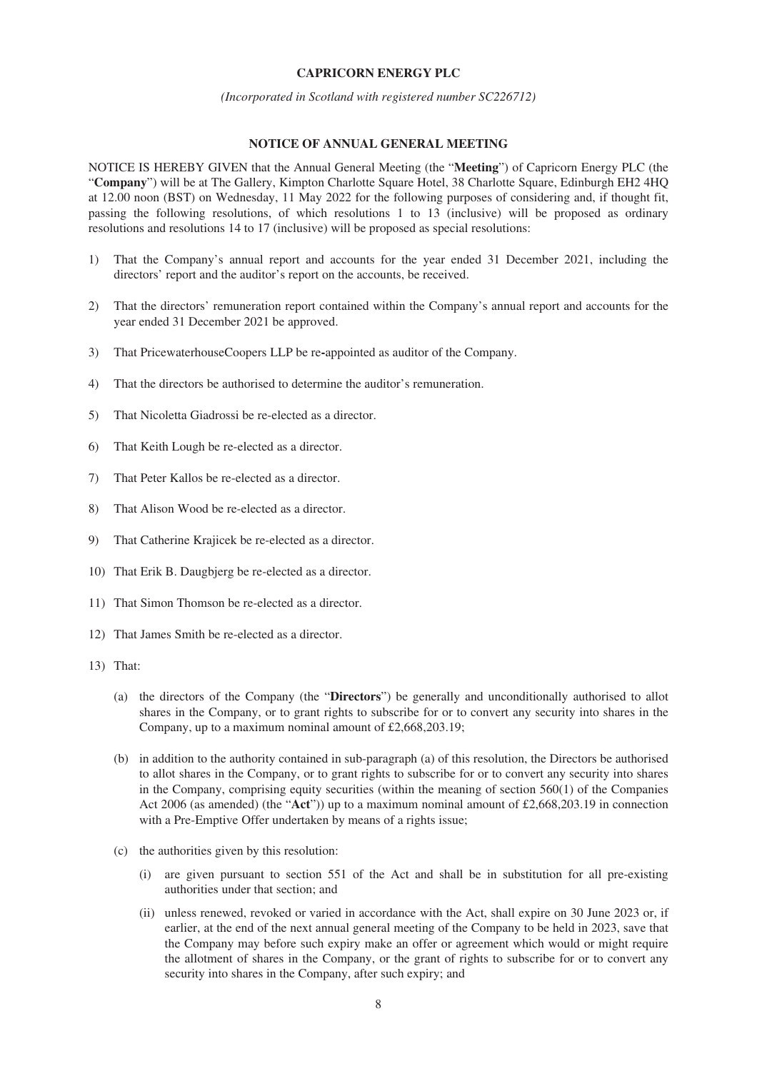**CAPRICORN ENERGY PLC**

*(Incorporated in Scotland with registered number SC226712)*

**NOTICE OF ANNUAL GENERAL MEETING**

NOTICE IS HEREBY GIVEN that the Annual General Meeting (the "**Meeting**") of Capricorn Energy PLC (the "**Company**") will be at The Gallery, Kimpton Charlotte Square Hotel, 38 Charlotte Square, Edinburgh EH2 4HQ at 12.00 noon (BST) on Wednesday, 11 May 2022 for the following purposes of considering and, if thought fit, passing the following resolutions, of which resolutions 1 to 13 (inclusive) will be proposed as ordinary resolutions and resolutions 14 to 17 (inclusive) will be proposed as special resolutions:

1) That the Company's annual report and accounts for the year ended 31 December 2021, including the directors' report and the auditor's report on the accounts, be received.

2) That the directors' remuneration report contained within the Company's annual report and accounts for the year ended 31 December 2021 be approved.

3) That PricewaterhouseCoopers LLP be re-appointed as auditor of the Company.

4) That the directors be authorised to determine the auditor's remuneration.

5) That Nicoletta Giadrossi be re-elected as a director.

6) That Keith Lough be re-elected as a director.

7) That Peter Kallos be re-elected as a director.

8) That Alison Wood be re-elected as a director.

9) That Catherine Krajicek be re-elected as a director.

10) That Erik B. Daugbjerg be re-elected as a director.

11) That Simon Thomson be re-elected as a director.

12) That James Smith be re-elected as a director.

13) That:

   (a) the directors of the Company (the "**Directors**") be generally and unconditionally authorised to allot shares in the Company, or to grant rights to subscribe for or to convert any security into shares in the Company, up to a maximum nominal amount of £2,668,203.19;

   (b) in addition to the authority contained in sub-paragraph (a) of this resolution, the Directors be authorised to allot shares in the Company, or to grant rights to subscribe for or to convert any security into shares in the Company, comprising equity securities (within the meaning of section 560(1) of the Companies Act 2006 (as amended) (the "**Act**")) up to a maximum nominal amount of £2,668,203.19 in connection with a Pre-Emptive Offer undertaken by means of a rights issue;

   (c) the authorities given by this resolution:

      (i) are given pursuant to section 551 of the Act and shall be in substitution for all pre-existing authorities under that section; and

      (ii) unless renewed, revoked or varied in accordance with the Act, shall expire on 30 June 2023 or, if earlier, at the end of the next annual general meeting of the Company to be held in 2023, save that the Company may before such expiry make an offer or agreement which would or might require the allotment of shares in the Company, or the grant of rights to subscribe for or to convert any security into shares in the Company, after such expiry; and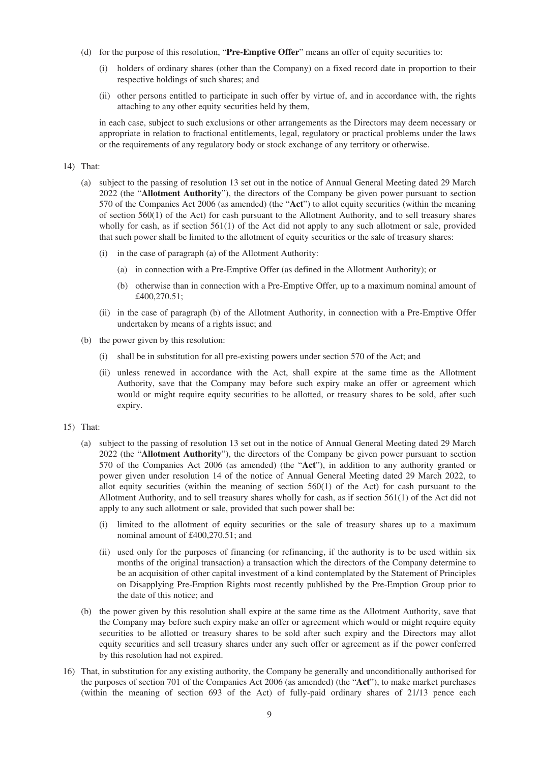(d) for the purpose of this resolution, "**Pre-Emptive Offer**" means an offer of equity securities to:

 (i) holders of ordinary shares (other than the Company) on a fixed record date in proportion to their respective holdings of such shares; and

 (ii) other persons entitled to participate in such offer by virtue of, and in accordance with, the rights attaching to any other equity securities held by them,

 in each case, subject to such exclusions or other arrangements as the Directors may deem necessary or appropriate in relation to fractional entitlements, legal, regulatory or practical problems under the laws or the requirements of any regulatory body or stock exchange of any territory or otherwise.

14) That:

 (a) subject to the passing of resolution 13 set out in the notice of Annual General Meeting dated 29 March 2022 (the "**Allotment Authority**"), the directors of the Company be given power pursuant to section 570 of the Companies Act 2006 (as amended) (the "**Act**") to allot equity securities (within the meaning of section 560(1) of the Act) for cash pursuant to the Allotment Authority, and to sell treasury shares wholly for cash, as if section 561(1) of the Act did not apply to any such allotment or sale, provided that such power shall be limited to the allotment of equity securities or the sale of treasury shares:

  (i) in the case of paragraph (a) of the Allotment Authority:

   (a) in connection with a Pre-Emptive Offer (as defined in the Allotment Authority); or

   (b) otherwise than in connection with a Pre-Emptive Offer, up to a maximum nominal amount of £400,270.51;

  (ii) in the case of paragraph (b) of the Allotment Authority, in connection with a Pre-Emptive Offer undertaken by means of a rights issue; and

 (b) the power given by this resolution:

  (i) shall be in substitution for all pre-existing powers under section 570 of the Act; and

  (ii) unless renewed in accordance with the Act, shall expire at the same time as the Allotment Authority, save that the Company may before such expiry make an offer or agreement which would or might require equity securities to be allotted, or treasury shares to be sold, after such expiry.

15) That:

 (a) subject to the passing of resolution 13 set out in the notice of Annual General Meeting dated 29 March 2022 (the "**Allotment Authority**"), the directors of the Company be given power pursuant to section 570 of the Companies Act 2006 (as amended) (the "**Act**"), in addition to any authority granted or power given under resolution 14 of the notice of Annual General Meeting dated 29 March 2022, to allot equity securities (within the meaning of section 560(1) of the Act) for cash pursuant to the Allotment Authority, and to sell treasury shares wholly for cash, as if section 561(1) of the Act did not apply to any such allotment or sale, provided that such power shall be:

  (i) limited to the allotment of equity securities or the sale of treasury shares up to a maximum nominal amount of £400,270.51; and

  (ii) used only for the purposes of financing (or refinancing, if the authority is to be used within six months of the original transaction) a transaction which the directors of the Company determine to be an acquisition of other capital investment of a kind contemplated by the Statement of Principles on Disapplying Pre-Emption Rights most recently published by the Pre-Emption Group prior to the date of this notice; and

 (b) the power given by this resolution shall expire at the same time as the Allotment Authority, save that the Company may before such expiry make an offer or agreement which would or might require equity securities to be allotted or treasury shares to be sold after such expiry and the Directors may allot equity securities and sell treasury shares under any such offer or agreement as if the power conferred by this resolution had not expired.

16) That, in substitution for any existing authority, the Company be generally and unconditionally authorised for the purposes of section 701 of the Companies Act 2006 (as amended) (the "**Act**"), to make market purchases (within the meaning of section 693 of the Act) of fully-paid ordinary shares of 21/13 pence each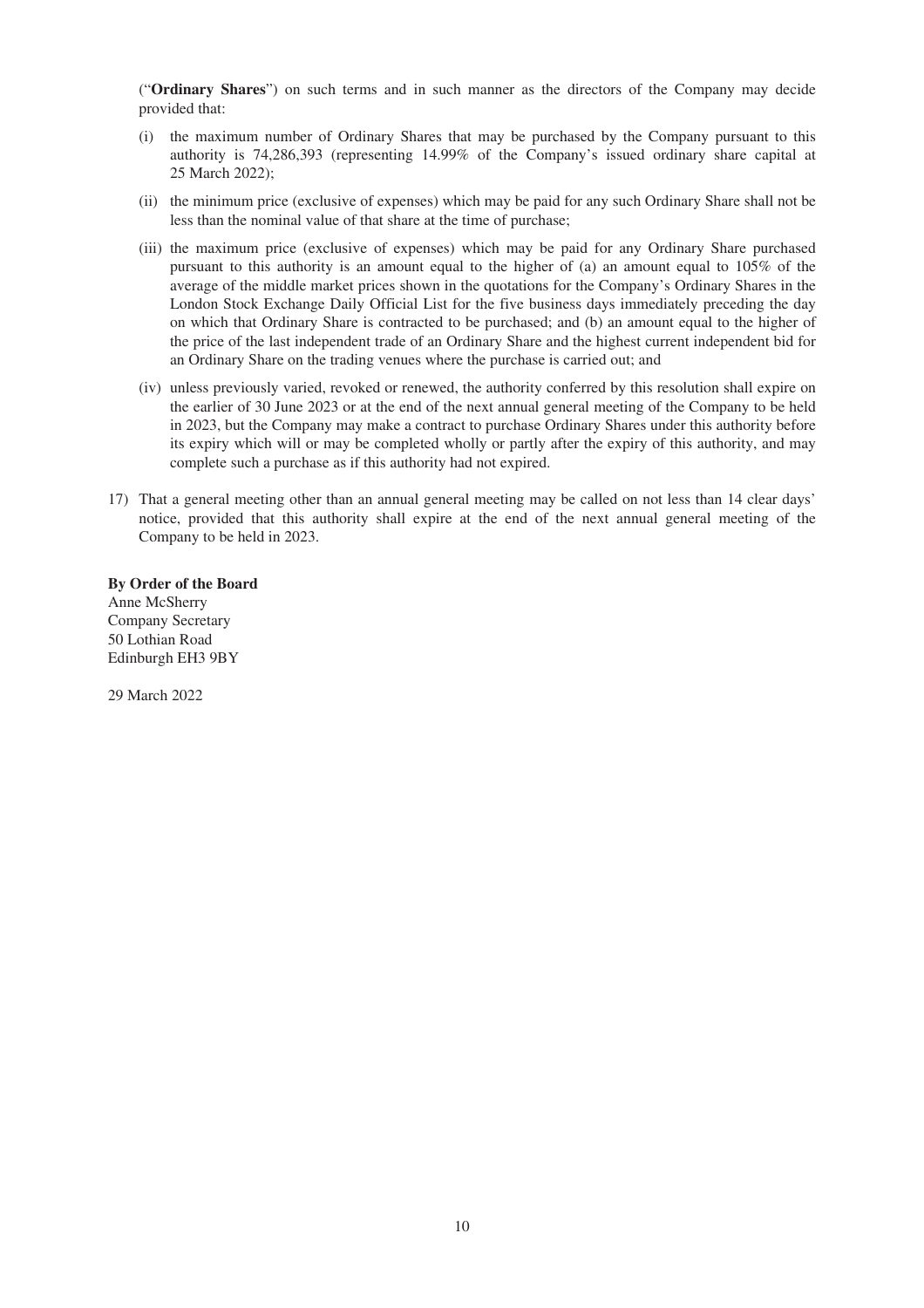("**Ordinary Shares**") on such terms and in such manner as the directors of the Company may decide provided that:

(i) the maximum number of Ordinary Shares that may be purchased by the Company pursuant to this authority is 74,286,393 (representing 14.99% of the Company's issued ordinary share capital at 25 March 2022);

(ii) the minimum price (exclusive of expenses) which may be paid for any such Ordinary Share shall not be less than the nominal value of that share at the time of purchase;

(iii) the maximum price (exclusive of expenses) which may be paid for any Ordinary Share purchased pursuant to this authority is an amount equal to the higher of (a) an amount equal to 105% of the average of the middle market prices shown in the quotations for the Company's Ordinary Shares in the London Stock Exchange Daily Official List for the five business days immediately preceding the day on which that Ordinary Share is contracted to be purchased; and (b) an amount equal to the higher of the price of the last independent trade of an Ordinary Share and the highest current independent bid for an Ordinary Share on the trading venues where the purchase is carried out; and

(iv) unless previously varied, revoked or renewed, the authority conferred by this resolution shall expire on the earlier of 30 June 2023 or at the end of the next annual general meeting of the Company to be held in 2023, but the Company may make a contract to purchase Ordinary Shares under this authority before its expiry which will or may be completed wholly or partly after the expiry of this authority, and may complete such a purchase as if this authority had not expired.

17) That a general meeting other than an annual general meeting may be called on not less than 14 clear days' notice, provided that this authority shall expire at the end of the next annual general meeting of the Company to be held in 2023.

**By Order of the Board**
Anne McSherry
Company Secretary
50 Lothian Road
Edinburgh EH3 9BY

29 March 2022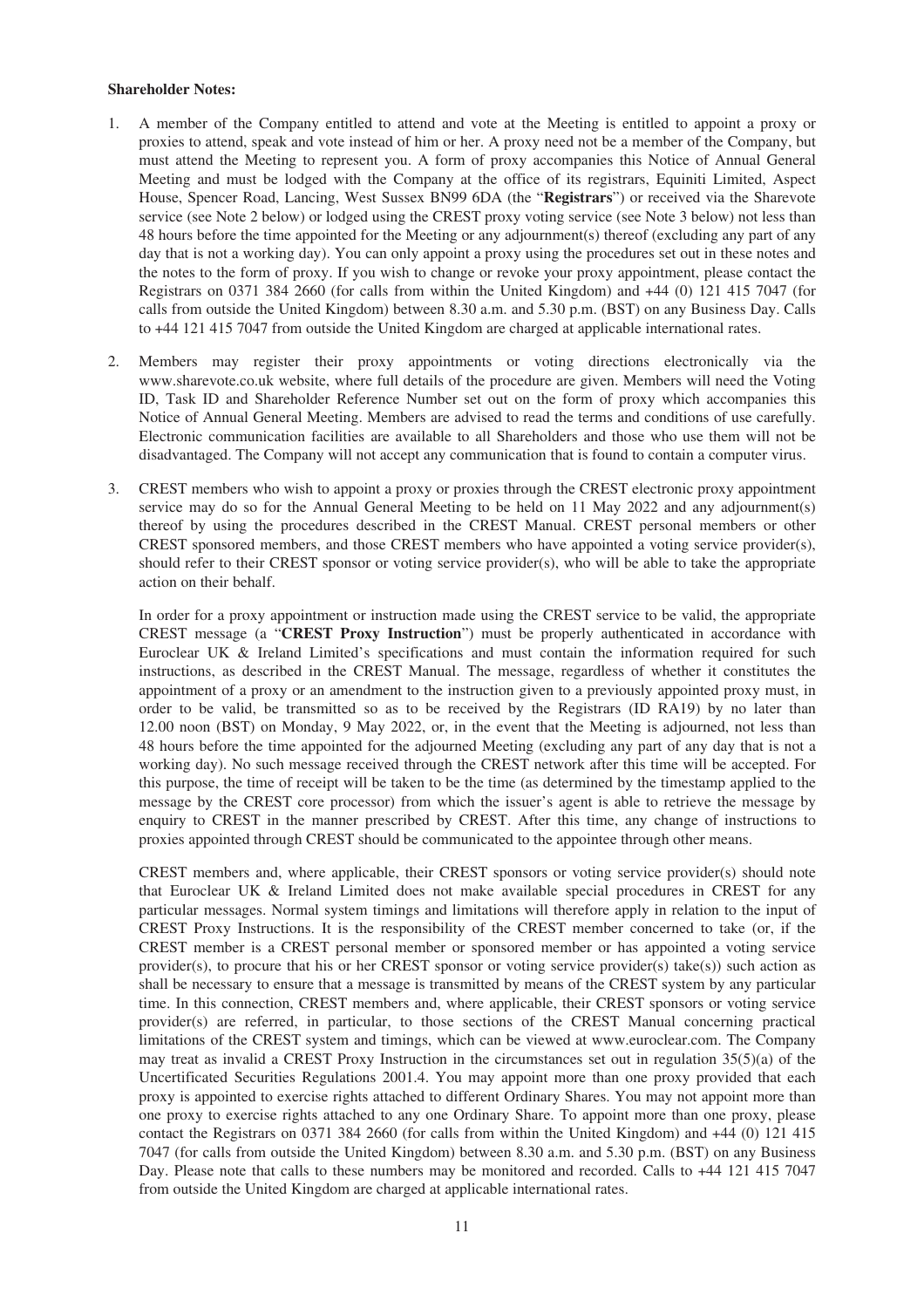**Shareholder Notes:**

1. A member of the Company entitled to attend and vote at the Meeting is entitled to appoint a proxy or proxies to attend, speak and vote instead of him or her. A proxy need not be a member of the Company, but must attend the Meeting to represent you. A form of proxy accompanies this Notice of Annual General Meeting and must be lodged with the Company at the office of its registrars, Equiniti Limited, Aspect House, Spencer Road, Lancing, West Sussex BN99 6DA (the "**Registrars**") or received via the Sharevote service (see Note 2 below) or lodged using the CREST proxy voting service (see Note 3 below) not less than 48 hours before the time appointed for the Meeting or any adjournment(s) thereof (excluding any part of any day that is not a working day). You can only appoint a proxy using the procedures set out in these notes and the notes to the form of proxy. If you wish to change or revoke your proxy appointment, please contact the Registrars on 0371 384 2660 (for calls from within the United Kingdom) and +44 (0) 121 415 7047 (for calls from outside the United Kingdom) between 8.30 a.m. and 5.30 p.m. (BST) on any Business Day. Calls to +44 121 415 7047 from outside the United Kingdom are charged at applicable international rates.

2. Members may register their proxy appointments or voting directions electronically via the www.sharevote.co.uk website, where full details of the procedure are given. Members will need the Voting ID, Task ID and Shareholder Reference Number set out on the form of proxy which accompanies this Notice of Annual General Meeting. Members are advised to read the terms and conditions of use carefully. Electronic communication facilities are available to all Shareholders and those who use them will not be disadvantaged. The Company will not accept any communication that is found to contain a computer virus.

3. CREST members who wish to appoint a proxy or proxies through the CREST electronic proxy appointment service may do so for the Annual General Meeting to be held on 11 May 2022 and any adjournment(s) thereof by using the procedures described in the CREST Manual. CREST personal members or other CREST sponsored members, and those CREST members who have appointed a voting service provider(s), should refer to their CREST sponsor or voting service provider(s), who will be able to take the appropriate action on their behalf.

   In order for a proxy appointment or instruction made using the CREST service to be valid, the appropriate CREST message (a "**CREST Proxy Instruction**") must be properly authenticated in accordance with Euroclear UK & Ireland Limited's specifications and must contain the information required for such instructions, as described in the CREST Manual. The message, regardless of whether it constitutes the appointment of a proxy or an amendment to the instruction given to a previously appointed proxy must, in order to be valid, be transmitted so as to be received by the Registrars (ID RA19) by no later than 12.00 noon (BST) on Monday, 9 May 2022, or, in the event that the Meeting is adjourned, not less than 48 hours before the time appointed for the adjourned Meeting (excluding any part of any day that is not a working day). No such message received through the CREST network after this time will be accepted. For this purpose, the time of receipt will be taken to be the time (as determined by the timestamp applied to the message by the CREST core processor) from which the issuer's agent is able to retrieve the message by enquiry to CREST in the manner prescribed by CREST. After this time, any change of instructions to proxies appointed through CREST should be communicated to the appointee through other means.

   CREST members and, where applicable, their CREST sponsors or voting service provider(s) should note that Euroclear UK & Ireland Limited does not make available special procedures in CREST for any particular messages. Normal system timings and limitations will therefore apply in relation to the input of CREST Proxy Instructions. It is the responsibility of the CREST member concerned to take (or, if the CREST member is a CREST personal member or sponsored member or has appointed a voting service provider(s), to procure that his or her CREST sponsor or voting service provider(s) take(s)) such action as shall be necessary to ensure that a message is transmitted by means of the CREST system by any particular time. In this connection, CREST members and, where applicable, their CREST sponsors or voting service provider(s) are referred, in particular, to those sections of the CREST Manual concerning practical limitations of the CREST system and timings, which can be viewed at www.euroclear.com. The Company may treat as invalid a CREST Proxy Instruction in the circumstances set out in regulation 35(5)(a) of the Uncertificated Securities Regulations 2001.4. You may appoint more than one proxy provided that each proxy is appointed to exercise rights attached to different Ordinary Shares. You may not appoint more than one proxy to exercise rights attached to any one Ordinary Share. To appoint more than one proxy, please contact the Registrars on 0371 384 2660 (for calls from within the United Kingdom) and +44 (0) 121 415 7047 (for calls from outside the United Kingdom) between 8.30 a.m. and 5.30 p.m. (BST) on any Business Day. Please note that calls to these numbers may be monitored and recorded. Calls to +44 121 415 7047 from outside the United Kingdom are charged at applicable international rates.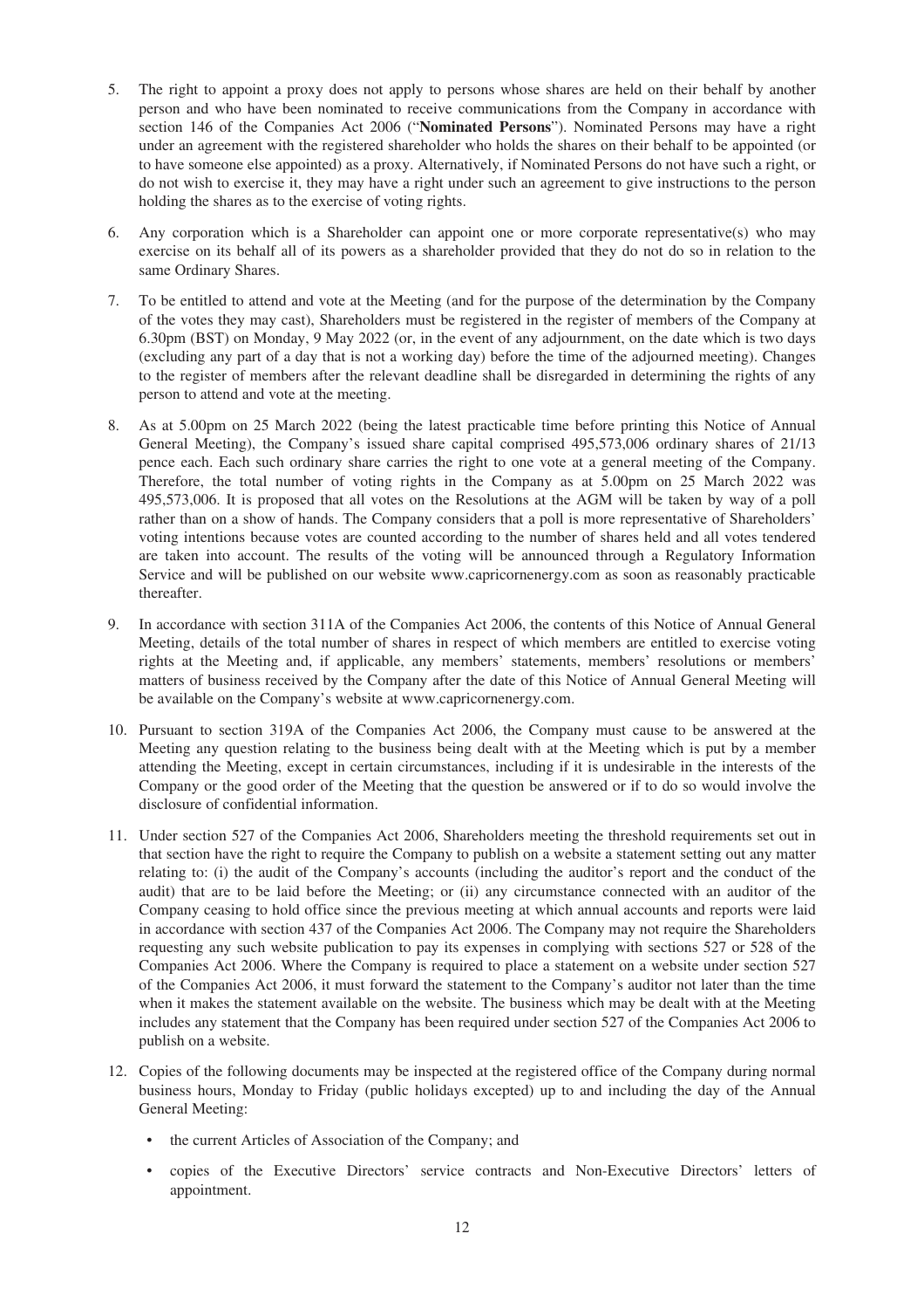5. The right to appoint a proxy does not apply to persons whose shares are held on their behalf by another person and who have been nominated to receive communications from the Company in accordance with section 146 of the Companies Act 2006 ("**Nominated Persons**"). Nominated Persons may have a right under an agreement with the registered shareholder who holds the shares on their behalf to be appointed (or to have someone else appointed) as a proxy. Alternatively, if Nominated Persons do not have such a right, or do not wish to exercise it, they may have a right under such an agreement to give instructions to the person holding the shares as to the exercise of voting rights.

6. Any corporation which is a Shareholder can appoint one or more corporate representative(s) who may exercise on its behalf all of its powers as a shareholder provided that they do not do so in relation to the same Ordinary Shares.

7. To be entitled to attend and vote at the Meeting (and for the purpose of the determination by the Company of the votes they may cast), Shareholders must be registered in the register of members of the Company at 6.30pm (BST) on Monday, 9 May 2022 (or, in the event of any adjournment, on the date which is two days (excluding any part of a day that is not a working day) before the time of the adjourned meeting). Changes to the register of members after the relevant deadline shall be disregarded in determining the rights of any person to attend and vote at the meeting.

8. As at 5.00pm on 25 March 2022 (being the latest practicable time before printing this Notice of Annual General Meeting), the Company's issued share capital comprised 495,573,006 ordinary shares of 21/13 pence each. Each such ordinary share carries the right to one vote at a general meeting of the Company. Therefore, the total number of voting rights in the Company as at 5.00pm on 25 March 2022 was 495,573,006. It is proposed that all votes on the Resolutions at the AGM will be taken by way of a poll rather than on a show of hands. The Company considers that a poll is more representative of Shareholders' voting intentions because votes are counted according to the number of shares held and all votes tendered are taken into account. The results of the voting will be announced through a Regulatory Information Service and will be published on our website www.capricornenergy.com as soon as reasonably practicable thereafter.

9. In accordance with section 311A of the Companies Act 2006, the contents of this Notice of Annual General Meeting, details of the total number of shares in respect of which members are entitled to exercise voting rights at the Meeting and, if applicable, any members' statements, members' resolutions or members' matters of business received by the Company after the date of this Notice of Annual General Meeting will be available on the Company's website at www.capricornenergy.com.

10. Pursuant to section 319A of the Companies Act 2006, the Company must cause to be answered at the Meeting any question relating to the business being dealt with at the Meeting which is put by a member attending the Meeting, except in certain circumstances, including if it is undesirable in the interests of the Company or the good order of the Meeting that the question be answered or if to do so would involve the disclosure of confidential information.

11. Under section 527 of the Companies Act 2006, Shareholders meeting the threshold requirements set out in that section have the right to require the Company to publish on a website a statement setting out any matter relating to: (i) the audit of the Company's accounts (including the auditor's report and the conduct of the audit) that are to be laid before the Meeting; or (ii) any circumstance connected with an auditor of the Company ceasing to hold office since the previous meeting at which annual accounts and reports were laid in accordance with section 437 of the Companies Act 2006. The Company may not require the Shareholders requesting any such website publication to pay its expenses in complying with sections 527 or 528 of the Companies Act 2006. Where the Company is required to place a statement on a website under section 527 of the Companies Act 2006, it must forward the statement to the Company's auditor not later than the time when it makes the statement available on the website. The business which may be dealt with at the Meeting includes any statement that the Company has been required under section 527 of the Companies Act 2006 to publish on a website.

12. Copies of the following documents may be inspected at the registered office of the Company during normal business hours, Monday to Friday (public holidays excepted) up to and including the day of the Annual General Meeting:

    - the current Articles of Association of the Company; and
    - copies of the Executive Directors' service contracts and Non-Executive Directors' letters of appointment.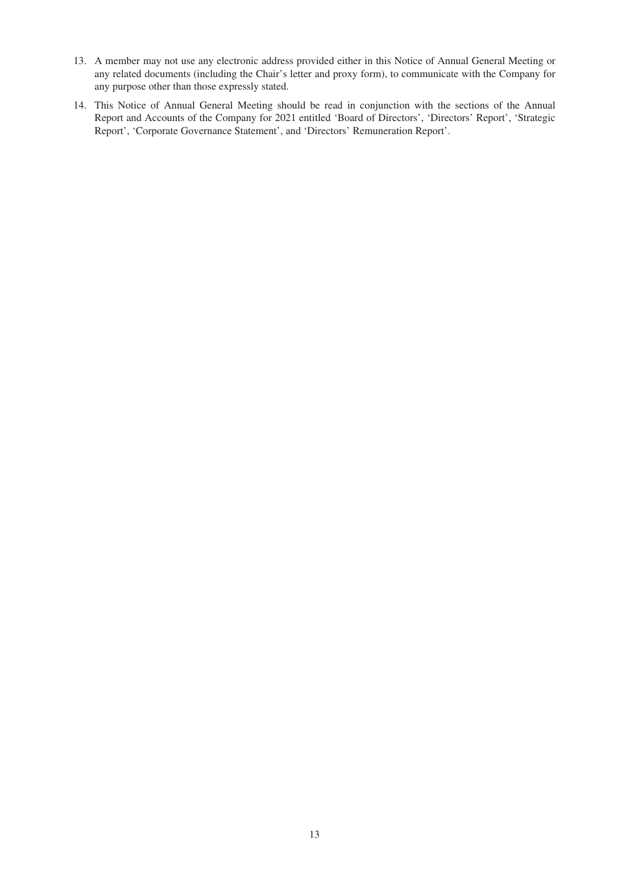13. A member may not use any electronic address provided either in this Notice of Annual General Meeting or any related documents (including the Chair's letter and proxy form), to communicate with the Company for any purpose other than those expressly stated.

14. This Notice of Annual General Meeting should be read in conjunction with the sections of the Annual Report and Accounts of the Company for 2021 entitled 'Board of Directors', 'Directors' Report', 'Strategic Report', 'Corporate Governance Statement', and 'Directors' Remuneration Report'.